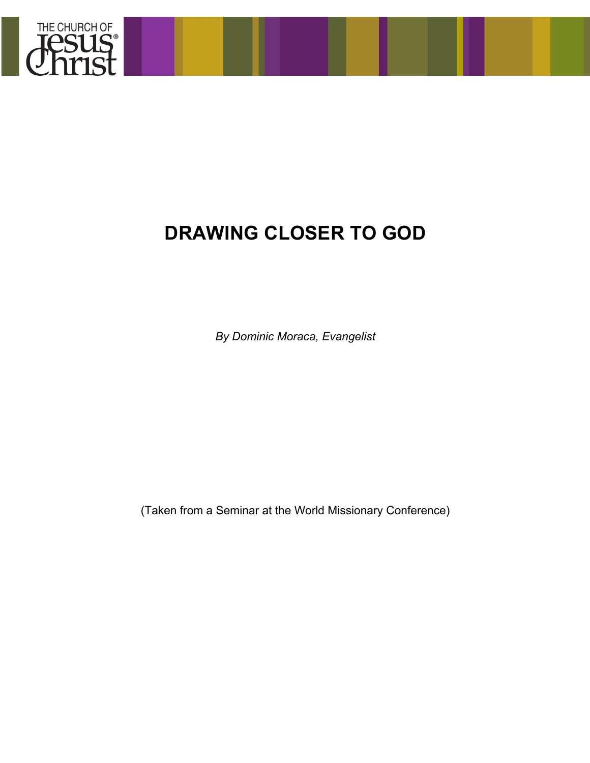THE CHURCH OF Jesus Christ®

# DRAWING CLOSER TO GOD

*By Dominic Moraca, Evangelist*

(Taken from a Seminar at the World Missionary Conference)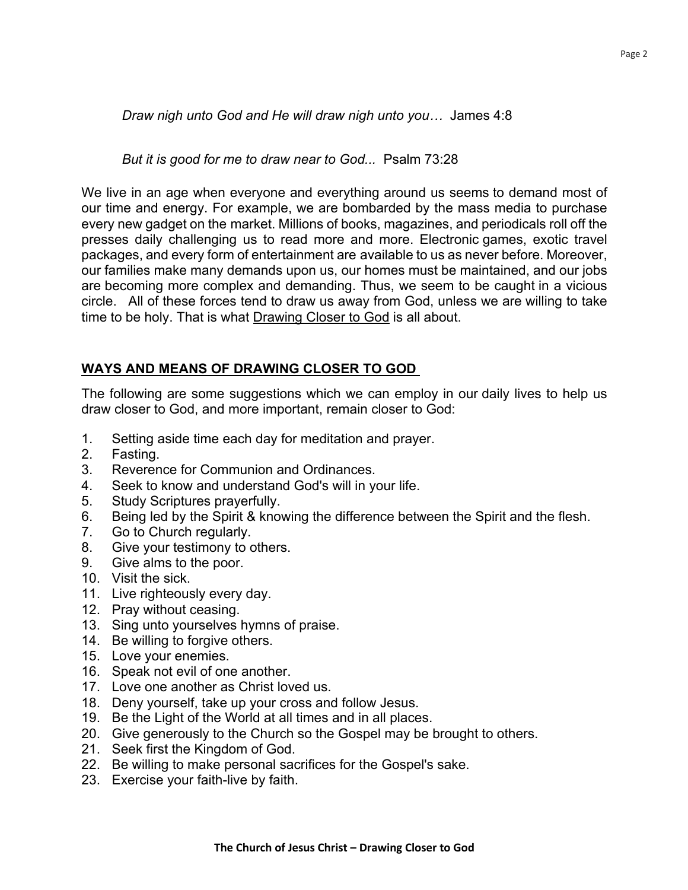*Draw nigh unto God and He will draw nigh unto you…* James 4:8

*But it is good for me to draw near to God...* Psalm 73:28

We live in an age when everyone and everything around us seems to demand most of our time and energy. For example, we are bombarded by the mass media to purchase every new gadget on the market. Millions of books, magazines, and periodicals roll off the presses daily challenging us to read more and more. Electronic games, exotic travel packages, and every form of entertainment are available to us as never before. Moreover, our families make many demands upon us, our homes must be maintained, and our jobs are becoming more complex and demanding. Thus, we seem to be caught in a vicious circle. All of these forces tend to draw us away from God, unless we are willing to take time to be holy. That is what <u>Drawing Closer to God</u> is all about.

## WAYS AND MEANS OF DRAWING CLOSER TO GOD

The following are some suggestions which we can employ in our daily lives to help us draw closer to God, and more important, remain closer to God:

1. Setting aside time each day for meditation and prayer.
2. Fasting.
3. Reverence for Communion and Ordinances.
4. Seek to know and understand God's will in your life.
5. Study Scriptures prayerfully.
6. Being led by the Spirit & knowing the difference between the Spirit and the flesh.
7. Go to Church regularly.
8. Give your testimony to others.
9. Give alms to the poor.
10. Visit the sick.
11. Live righteously every day.
12. Pray without ceasing.
13. Sing unto yourselves hymns of praise.
14. Be willing to forgive others.
15. Love your enemies.
16. Speak not evil of one another.
17. Love one another as Christ loved us.
18. Deny yourself, take up your cross and follow Jesus.
19. Be the Light of the World at all times and in all places.
20. Give generously to the Church so the Gospel may be brought to others.
21. Seek first the Kingdom of God.
22. Be willing to make personal sacrifices for the Gospel's sake.
23. Exercise your faith-live by faith.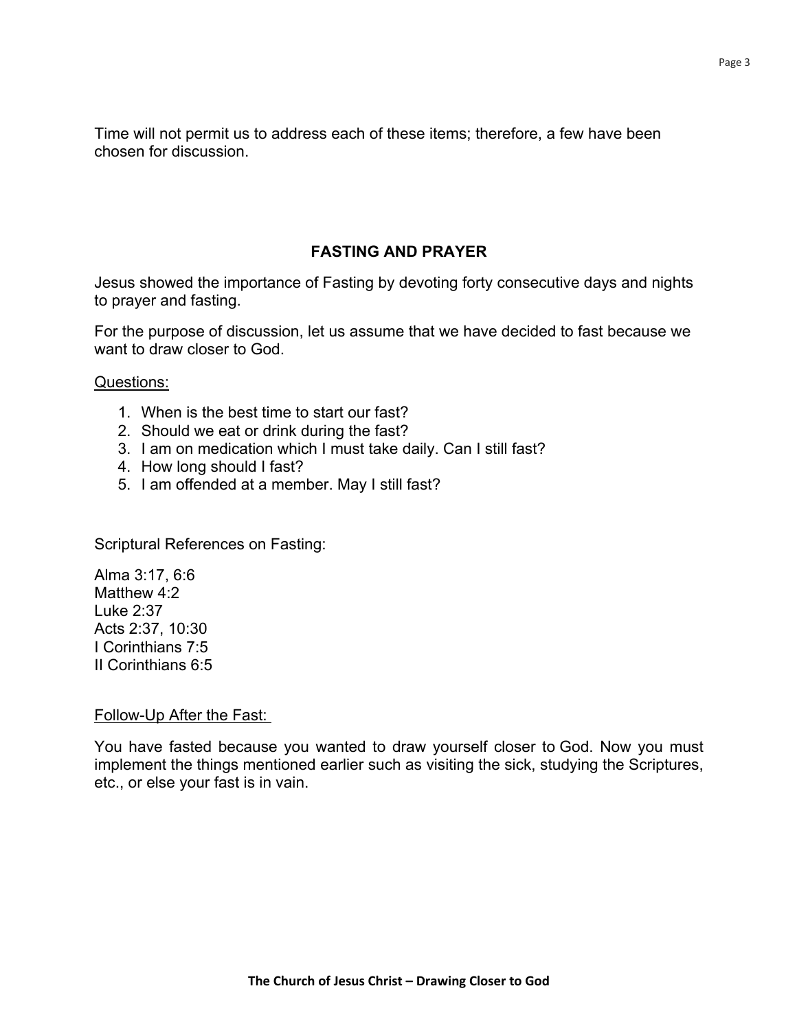Time will not permit us to address each of these items; therefore, a few have been chosen for discussion.

## FASTING AND PRAYER

Jesus showed the importance of Fasting by devoting forty consecutive days and nights to prayer and fasting.

For the purpose of discussion, let us assume that we have decided to fast because we want to draw closer to God.

Questions:

1. When is the best time to start our fast?
2. Should we eat or drink during the fast?
3. I am on medication which I must take daily. Can I still fast?
4. How long should I fast?
5. I am offended at a member. May I still fast?

Scriptural References on Fasting:

Alma 3:17, 6:6
Matthew 4:2
Luke 2:37
Acts 2:37, 10:30
I Corinthians 7:5
II Corinthians 6:5

Follow-Up After the Fast:

You have fasted because you wanted to draw yourself closer to God. Now you must implement the things mentioned earlier such as visiting the sick, studying the Scriptures, etc., or else your fast is in vain.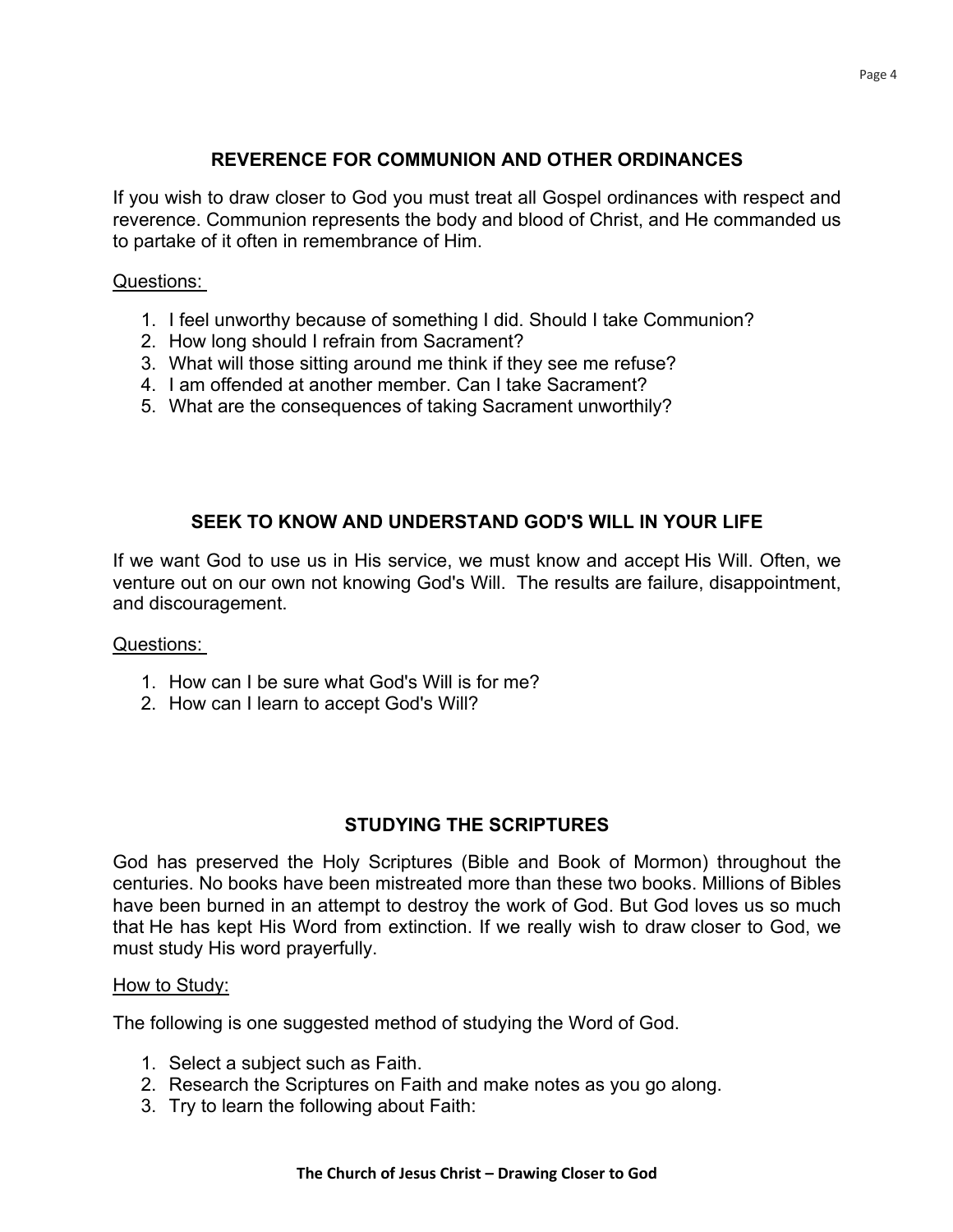## REVERENCE FOR COMMUNION AND OTHER ORDINANCES

If you wish to draw closer to God you must treat all Gospel ordinances with respect and reverence. Communion represents the body and blood of Christ, and He commanded us to partake of it often in remembrance of Him.

Questions:

1. I feel unworthy because of something I did. Should I take Communion?
2. How long should I refrain from Sacrament?
3. What will those sitting around me think if they see me refuse?
4. I am offended at another member. Can I take Sacrament?
5. What are the consequences of taking Sacrament unworthily?

## SEEK TO KNOW AND UNDERSTAND GOD'S WILL IN YOUR LIFE

If we want God to use us in His service, we must know and accept His Will. Often, we venture out on our own not knowing God's Will. The results are failure, disappointment, and discouragement.

Questions:

1. How can I be sure what God's Will is for me?
2. How can I learn to accept God's Will?

## STUDYING THE SCRIPTURES

God has preserved the Holy Scriptures (Bible and Book of Mormon) throughout the centuries. No books have been mistreated more than these two books. Millions of Bibles have been burned in an attempt to destroy the work of God. But God loves us so much that He has kept His Word from extinction. If we really wish to draw closer to God, we must study His word prayerfully.

How to Study:

The following is one suggested method of studying the Word of God.

1. Select a subject such as Faith.
2. Research the Scriptures on Faith and make notes as you go along.
3. Try to learn the following about Faith: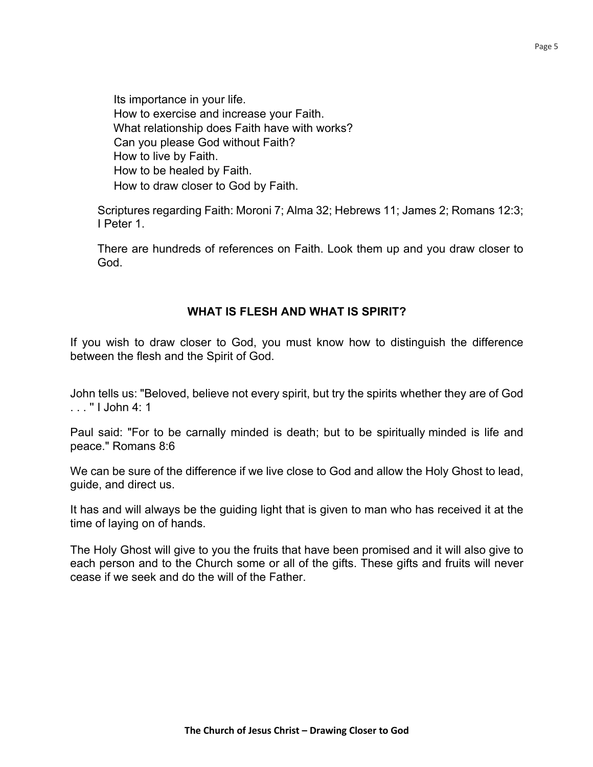Its importance in your life.
How to exercise and increase your Faith.
What relationship does Faith have with works?
Can you please God without Faith?
How to live by Faith.
How to be healed by Faith.
How to draw closer to God by Faith.

Scriptures regarding Faith: Moroni 7; Alma 32; Hebrews 11; James 2; Romans 12:3; I Peter 1.

There are hundreds of references on Faith. Look them up and you draw closer to God.

## WHAT IS FLESH AND WHAT IS SPIRIT?

If you wish to draw closer to God, you must know how to distinguish the difference between the flesh and the Spirit of God.

John tells us: "Beloved, believe not every spirit, but try the spirits whether they are of God . . . " I John 4: 1

Paul said: "For to be carnally minded is death; but to be spiritually minded is life and peace." Romans 8:6

We can be sure of the difference if we live close to God and allow the Holy Ghost to lead, guide, and direct us.

It has and will always be the guiding light that is given to man who has received it at the time of laying on of hands.

The Holy Ghost will give to you the fruits that have been promised and it will also give to each person and to the Church some or all of the gifts. These gifts and fruits will never cease if we seek and do the will of the Father.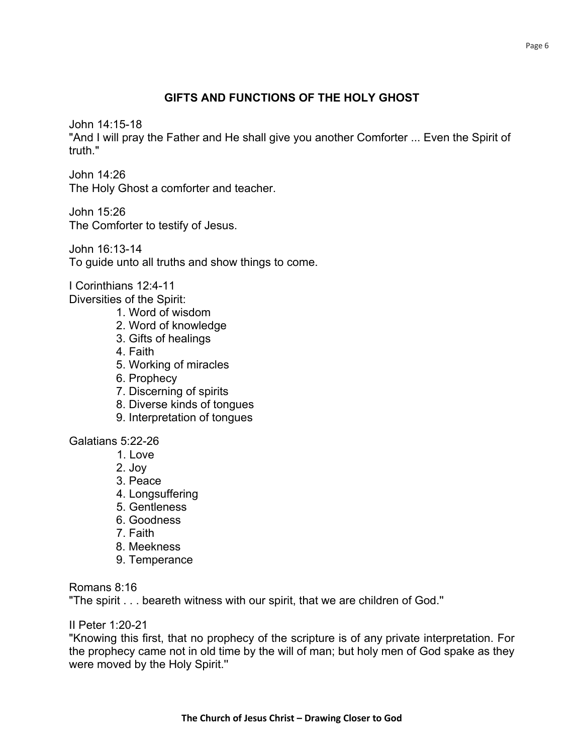## GIFTS AND FUNCTIONS OF THE HOLY GHOST

John 14:15-18
"And I will pray the Father and He shall give you another Comforter ... Even the Spirit of truth."

John 14:26
The Holy Ghost a comforter and teacher.

John 15:26
The Comforter to testify of Jesus.

John 16:13-14
To guide unto all truths and show things to come.

I Corinthians 12:4-11
Diversities of the Spirit:

1. Word of wisdom
2. Word of knowledge
3. Gifts of healings
4. Faith
5. Working of miracles
6. Prophecy
7. Discerning of spirits
8. Diverse kinds of tongues
9. Interpretation of tongues

Galatians 5:22-26

1. Love
2. Joy
3. Peace
4. Longsuffering
5. Gentleness
6. Goodness
7. Faith
8. Meekness
9. Temperance

Romans 8:16
"The spirit . . . beareth witness with our spirit, that we are children of God."

II Peter 1:20-21
"Knowing this first, that no prophecy of the scripture is of any private interpretation. For the prophecy came not in old time by the will of man; but holy men of God spake as they were moved by the Holy Spirit."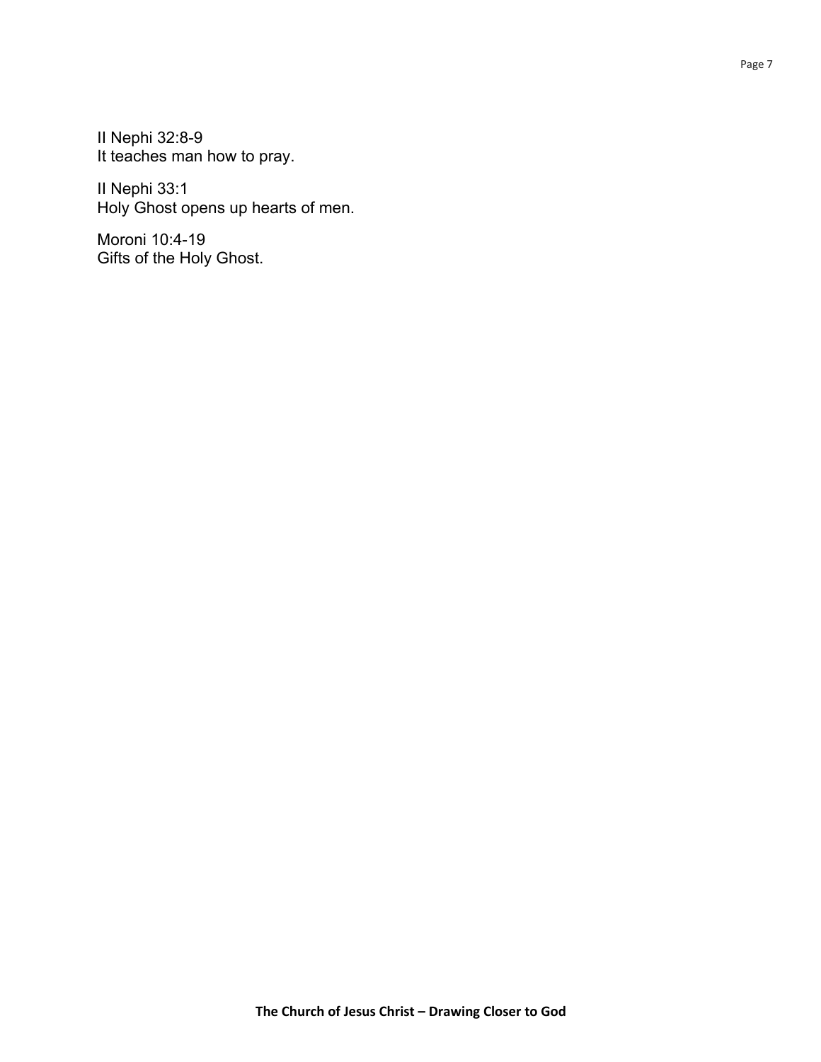II Nephi 32:8-9
It teaches man how to pray.

II Nephi 33:1
Holy Ghost opens up hearts of men.

Moroni 10:4-19
Gifts of the Holy Ghost.